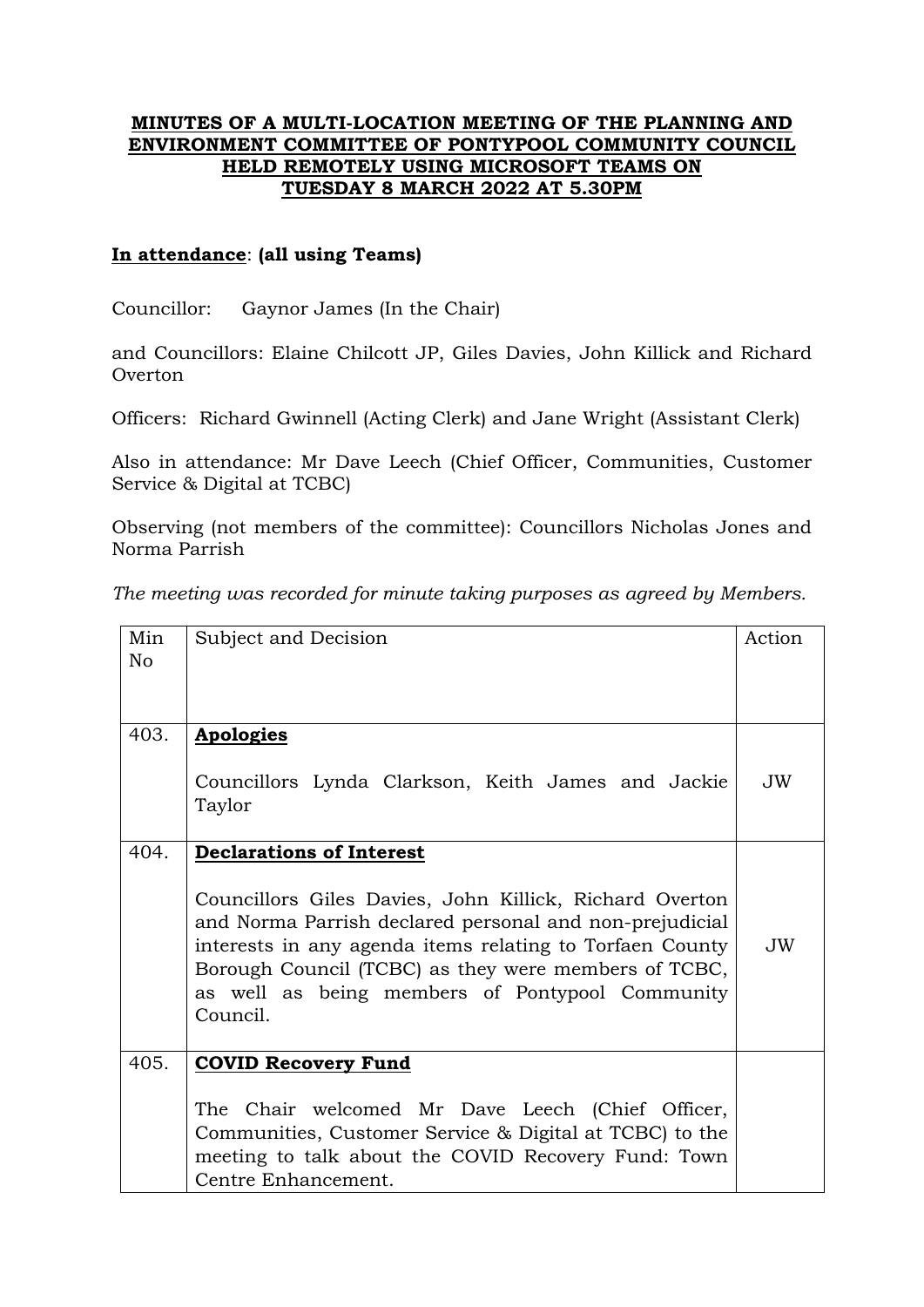# MINUTES OF A MULTI-LOCATION MEETING OF THE PLANNING AND ENVIRONMENT COMMITTEE OF PONTYPOOL COMMUNITY COUNCIL HELD REMOTELY USING MICROSOFT TEAMS ON TUESDAY 8 MARCH 2022 AT 5.30PM

**In attendance**: **(all using Teams)**

Councillor: Gaynor James (In the Chair)

and Councillors: Elaine Chilcott JP, Giles Davies, John Killick and Richard Overton

Officers: Richard Gwinnell (Acting Clerk) and Jane Wright (Assistant Clerk)

Also in attendance: Mr Dave Leech (Chief Officer, Communities, Customer Service & Digital at TCBC)

Observing (not members of the committee): Councillors Nicholas Jones and Norma Parrish

*The meeting was recorded for minute taking purposes as agreed by Members.*

| Min No | Subject and Decision | Action |
|---|---|---|
| 403. | **Apologies**<br><br>Councillors Lynda Clarkson, Keith James and Jackie Taylor | JW |
| 404. | **Declarations of Interest**<br><br>Councillors Giles Davies, John Killick, Richard Overton and Norma Parrish declared personal and non-prejudicial interests in any agenda items relating to Torfaen County Borough Council (TCBC) as they were members of TCBC, as well as being members of Pontypool Community Council. | JW |
| 405. | **COVID Recovery Fund**<br><br>The Chair welcomed Mr Dave Leech (Chief Officer, Communities, Customer Service & Digital at TCBC) to the meeting to talk about the COVID Recovery Fund: Town Centre Enhancement. | |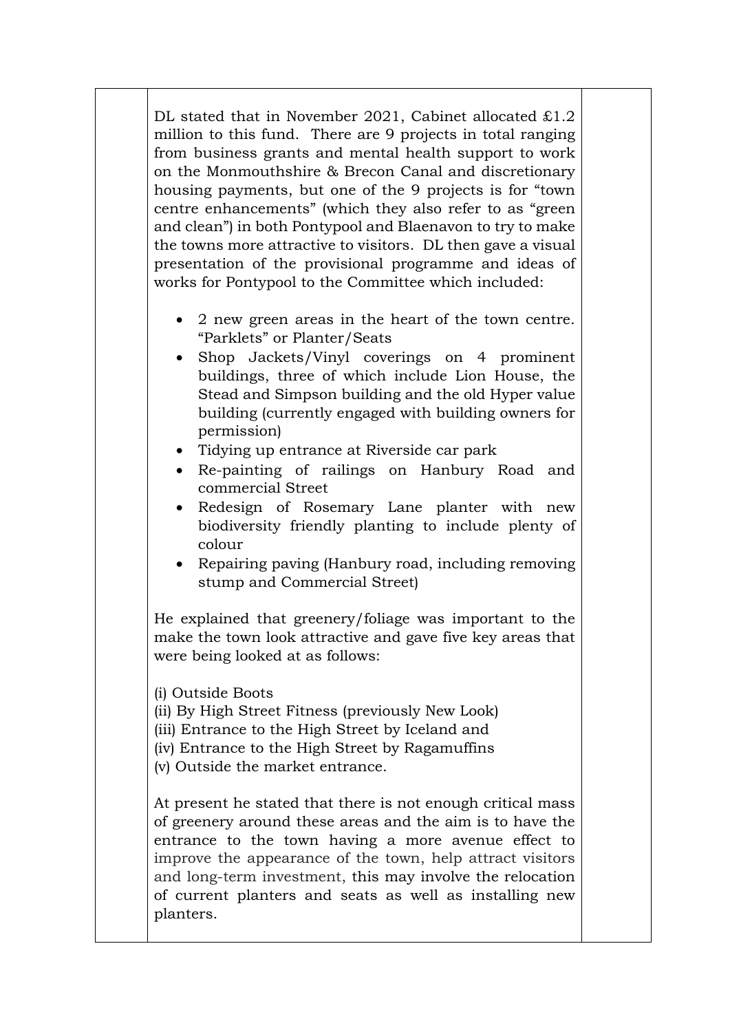DL stated that in November 2021, Cabinet allocated £1.2 million to this fund. There are 9 projects in total ranging from business grants and mental health support to work on the Monmouthshire & Brecon Canal and discretionary housing payments, but one of the 9 projects is for "town centre enhancements" (which they also refer to as "green and clean") in both Pontypool and Blaenavon to try to make the towns more attractive to visitors. DL then gave a visual presentation of the provisional programme and ideas of works for Pontypool to the Committee which included:

- 2 new green areas in the heart of the town centre. "Parklets" or Planter/Seats
- Shop Jackets/Vinyl coverings on 4 prominent buildings, three of which include Lion House, the Stead and Simpson building and the old Hyper value building (currently engaged with building owners for permission)
- Tidying up entrance at Riverside car park
- Re-painting of railings on Hanbury Road and commercial Street
- Redesign of Rosemary Lane planter with new biodiversity friendly planting to include plenty of colour
- Repairing paving (Hanbury road, including removing stump and Commercial Street)

He explained that greenery/foliage was important to the make the town look attractive and gave five key areas that were being looked at as follows:

(i) Outside Boots
(ii) By High Street Fitness (previously New Look)
(iii) Entrance to the High Street by Iceland and
(iv) Entrance to the High Street by Ragamuffins
(v) Outside the market entrance.

At present he stated that there is not enough critical mass of greenery around these areas and the aim is to have the entrance to the town having a more avenue effect to improve the appearance of the town, help attract visitors and long-term investment, this may involve the relocation of current planters and seats as well as installing new planters.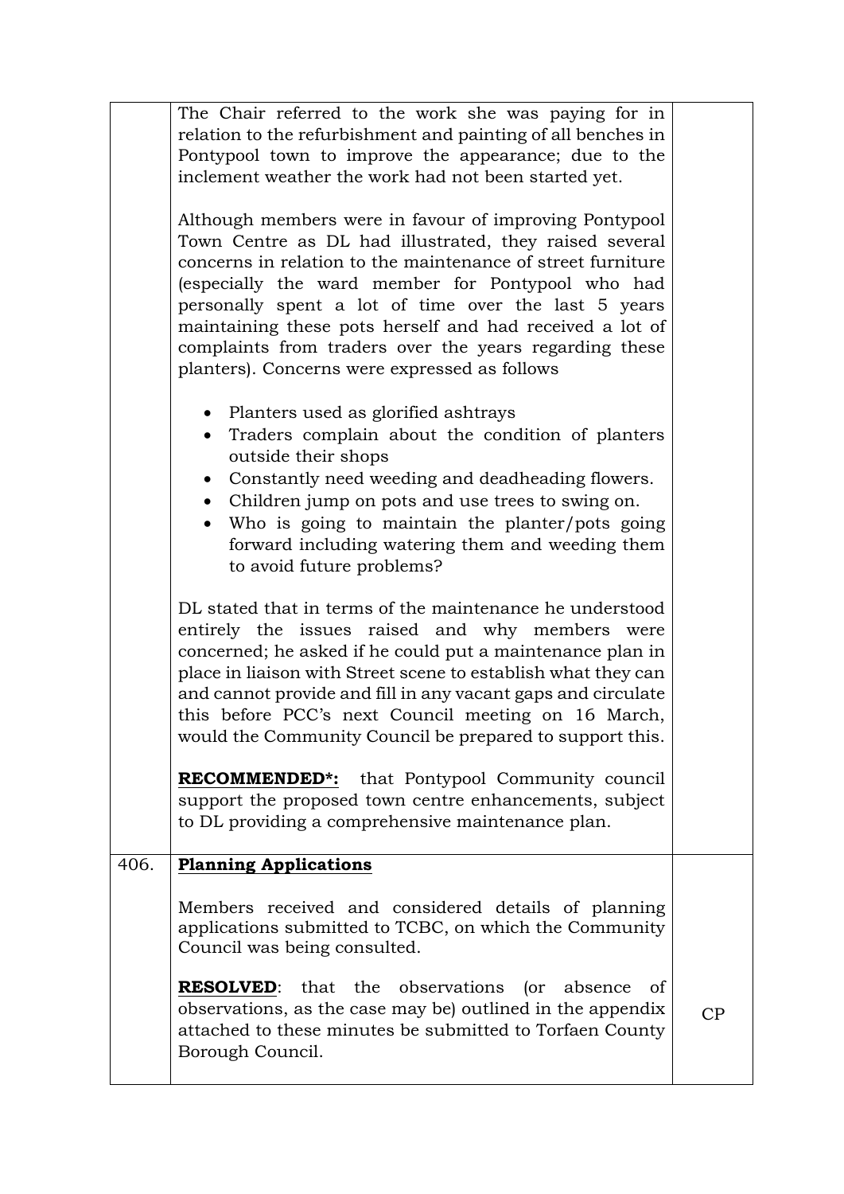| | | |
|---|---|---|
| | The Chair referred to the work she was paying for in relation to the refurbishment and painting of all benches in Pontypool town to improve the appearance; due to the inclement weather the work had not been started yet.<br><br>Although members were in favour of improving Pontypool Town Centre as DL had illustrated, they raised several concerns in relation to the maintenance of street furniture (especially the ward member for Pontypool who had personally spent a lot of time over the last 5 years maintaining these pots herself and had received a lot of complaints from traders over the years regarding these planters). Concerns were expressed as follows<br><br>• Planters used as glorified ashtrays<br>• Traders complain about the condition of planters outside their shops<br>• Constantly need weeding and deadheading flowers.<br>• Children jump on pots and use trees to swing on.<br>• Who is going to maintain the planter/pots going forward including watering them and weeding them to avoid future problems?<br><br>DL stated that in terms of the maintenance he understood entirely the issues raised and why members were concerned; he asked if he could put a maintenance plan in place in liaison with Street scene to establish what they can and cannot provide and fill in any vacant gaps and circulate this before PCC's next Council meeting on 16 March, would the Community Council be prepared to support this.<br><br>**<u>RECOMMENDED*:</u>** that Pontypool Community council support the proposed town centre enhancements, subject to DL providing a comprehensive maintenance plan. | |
| 406. | **<u>Planning Applications</u>**<br><br>Members received and considered details of planning applications submitted to TCBC, on which the Community Council was being consulted.<br><br>**<u>RESOLVED</u>**: that the observations (or absence of observations, as the case may be) outlined in the appendix attached to these minutes be submitted to Torfaen County Borough Council. | CP |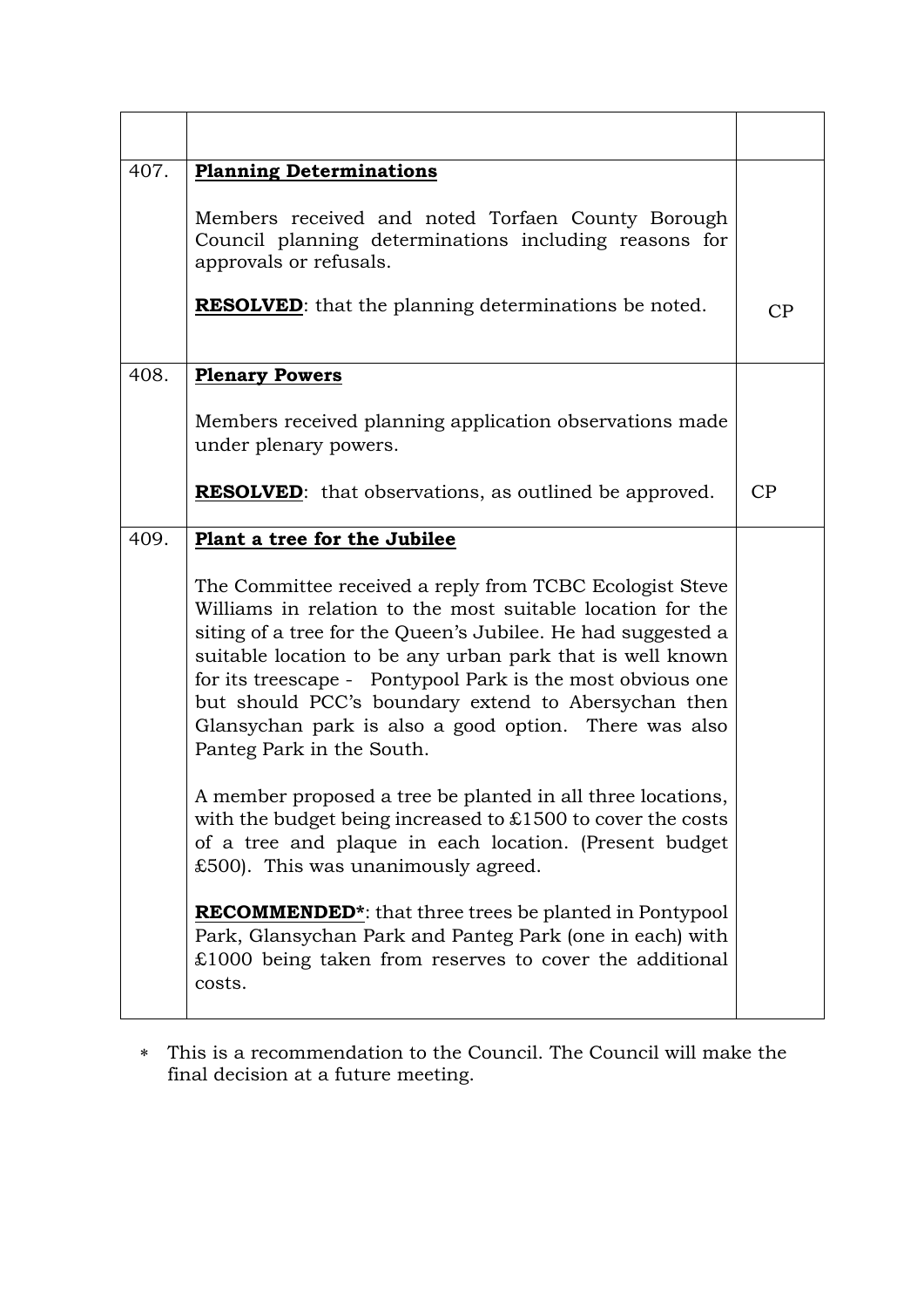| | | |
|---|---|---|
| 407. | **Planning Determinations**<br><br>Members received and noted Torfaen County Borough Council planning determinations including reasons for approvals or refusals.<br><br>**RESOLVED**: that the planning determinations be noted. | CP |
| 408. | **Plenary Powers**<br><br>Members received planning application observations made under plenary powers.<br><br>**RESOLVED**: that observations, as outlined be approved. | CP |
| 409. | **Plant a tree for the Jubilee**<br><br>The Committee received a reply from TCBC Ecologist Steve Williams in relation to the most suitable location for the siting of a tree for the Queen's Jubilee. He had suggested a suitable location to be any urban park that is well known for its treescape - Pontypool Park is the most obvious one but should PCC's boundary extend to Abersychan then Glansychan park is also a good option. There was also Panteg Park in the South.<br><br>A member proposed a tree be planted in all three locations, with the budget being increased to £1500 to cover the costs of a tree and plaque in each location. (Present budget £500). This was unanimously agreed.<br><br>**RECOMMENDED***: that three trees be planted in Pontypool Park, Glansychan Park and Panteg Park (one in each) with £1000 being taken from reserves to cover the additional costs. | |

* This is a recommendation to the Council. The Council will make the final decision at a future meeting.